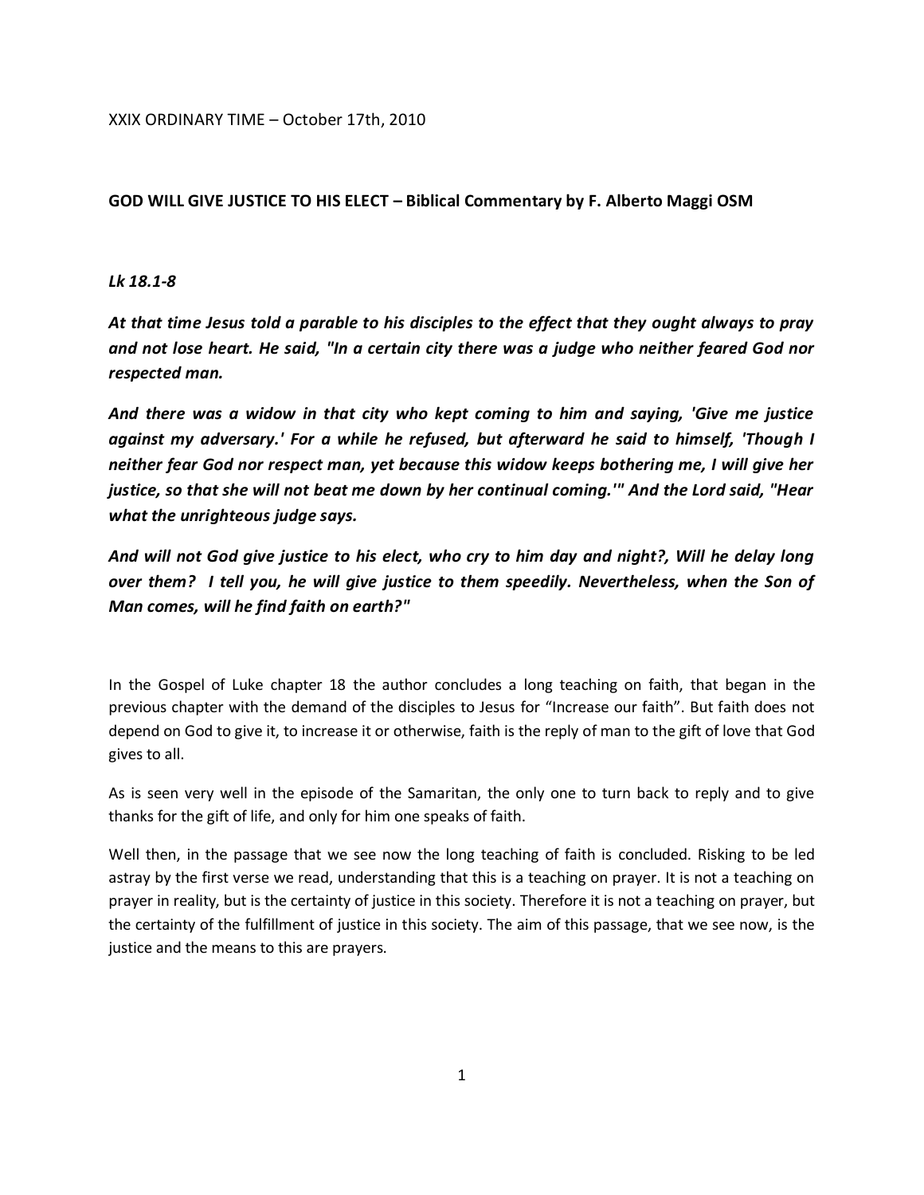XXIX ORDINARY TIME – October 17th, 2010

**GOD WILL GIVE JUSTICE TO HIS ELECT – Biblical Commentary by F. Alberto Maggi OSM**

***Lk 18.1-8***

***At that time Jesus told a parable to his disciples to the effect that they ought always to pray and not lose heart. He said, "In a certain city there was a judge who neither feared God nor respected man.***

***And there was a widow in that city who kept coming to him and saying, 'Give me justice against my adversary.' For a while he refused, but afterward he said to himself, 'Though I neither fear God nor respect man, yet because this widow keeps bothering me, I will give her justice, so that she will not beat me down by her continual coming.'" And the Lord said, "Hear what the unrighteous judge says.***

***And will not God give justice to his elect, who cry to him day and night?, Will he delay long over them? I tell you, he will give justice to them speedily. Nevertheless, when the Son of Man comes, will he find faith on earth?"***

In the Gospel of Luke chapter 18 the author concludes a long teaching on faith, that began in the previous chapter with the demand of the disciples to Jesus for "Increase our faith". But faith does not depend on God to give it, to increase it or otherwise, faith is the reply of man to the gift of love that God gives to all.

As is seen very well in the episode of the Samaritan, the only one to turn back to reply and to give thanks for the gift of life, and only for him one speaks of faith.

Well then, in the passage that we see now the long teaching of faith is concluded. Risking to be led astray by the first verse we read, understanding that this is a teaching on prayer. It is not a teaching on prayer in reality, but is the certainty of justice in this society. Therefore it is not a teaching on prayer, but the certainty of the fulfillment of justice in this society. The aim of this passage, that we see now, is the justice and the means to this are prayers.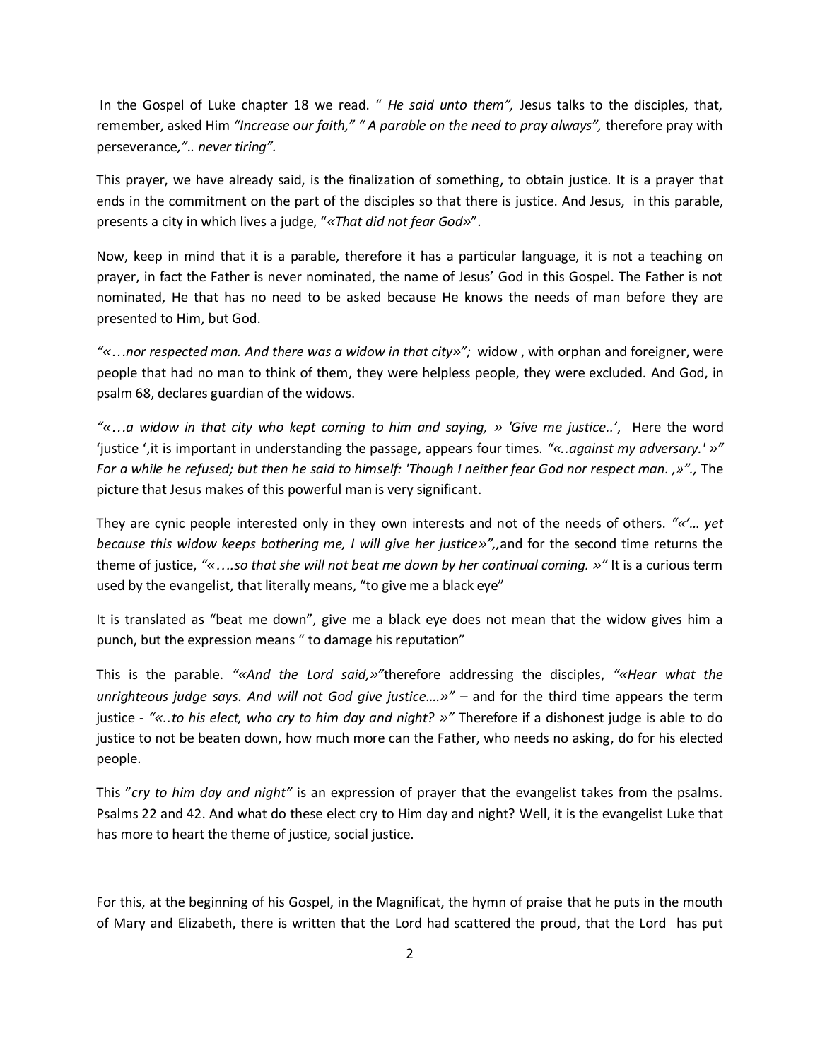In the Gospel of Luke chapter 18 we read. " *He said unto them",* Jesus talks to the disciples, that, remember, asked Him *"Increase our faith," " A parable on the need to pray always",* therefore pray with perseverance*,".. never tiring".*

This prayer, we have already said, is the finalization of something, to obtain justice. It is a prayer that ends in the commitment on the part of the disciples so that there is justice. And Jesus, in this parable, presents a city in which lives a judge, "*«That did not fear God»*".

Now, keep in mind that it is a parable, therefore it has a particular language, it is not a teaching on prayer, in fact the Father is never nominated, the name of Jesus' God in this Gospel. The Father is not nominated, He that has no need to be asked because He knows the needs of man before they are presented to Him, but God.

*"«…nor respected man. And there was a widow in that city»";* widow , with orphan and foreigner, were people that had no man to think of them, they were helpless people, they were excluded. And God, in psalm 68, declares guardian of the widows.

*"«…a widow in that city who kept coming to him and saying, » 'Give me justice..',* Here the word 'justice ',it is important in understanding the passage, appears four times. *"«..against my adversary.' »" For a while he refused; but then he said to himself: 'Though I neither fear God nor respect man. ,»".,* The picture that Jesus makes of this powerful man is very significant.

They are cynic people interested only in they own interests and not of the needs of others. *"«'… yet because this widow keeps bothering me, I will give her justice»",,*and for the second time returns the theme of justice, *"«….so that she will not beat me down by her continual coming. »"* It is a curious term used by the evangelist, that literally means, "to give me a black eye"

It is translated as "beat me down", give me a black eye does not mean that the widow gives him a punch, but the expression means " to damage his reputation"

This is the parable. *"«And the Lord said,»"*therefore addressing the disciples, *"«Hear what the unrighteous judge says. And will not God give justice….»"* – and for the third time appears the term justice - *"«..to his elect, who cry to him day and night? »"* Therefore if a dishonest judge is able to do justice to not be beaten down, how much more can the Father, who needs no asking, do for his elected people.

This "*cry to him day and night"* is an expression of prayer that the evangelist takes from the psalms. Psalms 22 and 42. And what do these elect cry to Him day and night? Well, it is the evangelist Luke that has more to heart the theme of justice, social justice.

For this, at the beginning of his Gospel, in the Magnificat, the hymn of praise that he puts in the mouth of Mary and Elizabeth, there is written that the Lord had scattered the proud, that the Lord has put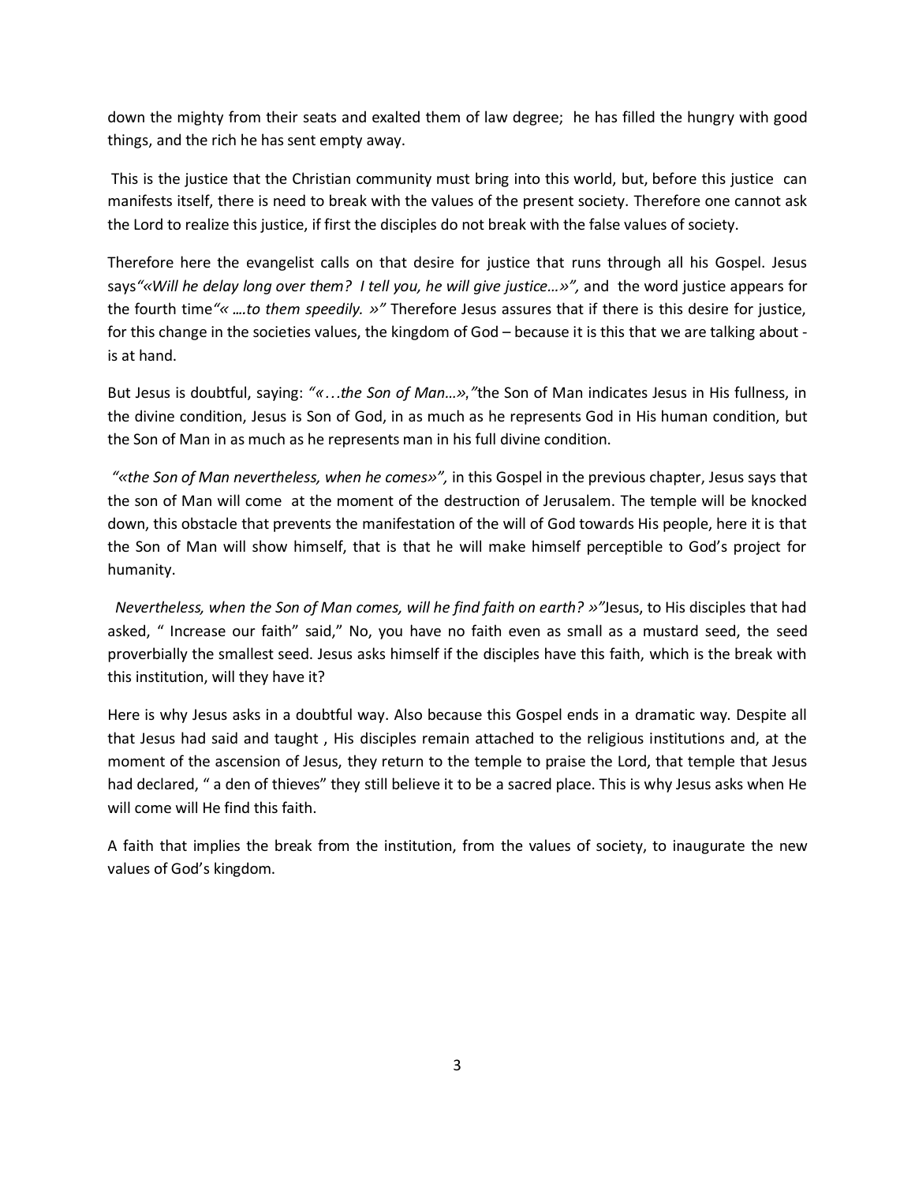down the mighty from their seats and exalted them of law degree;  he has filled the hungry with good things, and the rich he has sent empty away.

This is the justice that the Christian community must bring into this world, but, before this justice can manifests itself, there is need to break with the values of the present society. Therefore one cannot ask the Lord to realize this justice, if first the disciples do not break with the false values of society.

Therefore here the evangelist calls on that desire for justice that runs through all his Gospel. Jesus says*"«Will he delay long over them?  I tell you, he will give justice…»",* and the word justice appears for the fourth time*"« ….to them speedily. »"* Therefore Jesus assures that if there is this desire for justice, for this change in the societies values, the kingdom of God – because it is this that we are talking about - is at hand.

But Jesus is doubtful, saying: *"«…the Son of Man…»,"*the Son of Man indicates Jesus in His fullness, in the divine condition, Jesus is Son of God, in as much as he represents God in His human condition, but the Son of Man in as much as he represents man in his full divine condition.

*"«the Son of Man nevertheless, when he comes»",* in this Gospel in the previous chapter, Jesus says that the son of Man will come at the moment of the destruction of Jerusalem. The temple will be knocked down, this obstacle that prevents the manifestation of the will of God towards His people, here it is that the Son of Man will show himself, that is that he will make himself perceptible to God's project for humanity.

*Nevertheless, when the Son of Man comes, will he find faith on earth? »"*Jesus, to His disciples that had asked, " Increase our faith" said," No, you have no faith even as small as a mustard seed, the seed proverbially the smallest seed. Jesus asks himself if the disciples have this faith, which is the break with this institution, will they have it?

Here is why Jesus asks in a doubtful way. Also because this Gospel ends in a dramatic way. Despite all that Jesus had said and taught , His disciples remain attached to the religious institutions and, at the moment of the ascension of Jesus, they return to the temple to praise the Lord, that temple that Jesus had declared, " a den of thieves" they still believe it to be a sacred place. This is why Jesus asks when He will come will He find this faith.

A faith that implies the break from the institution, from the values of society, to inaugurate the new values of God's kingdom.